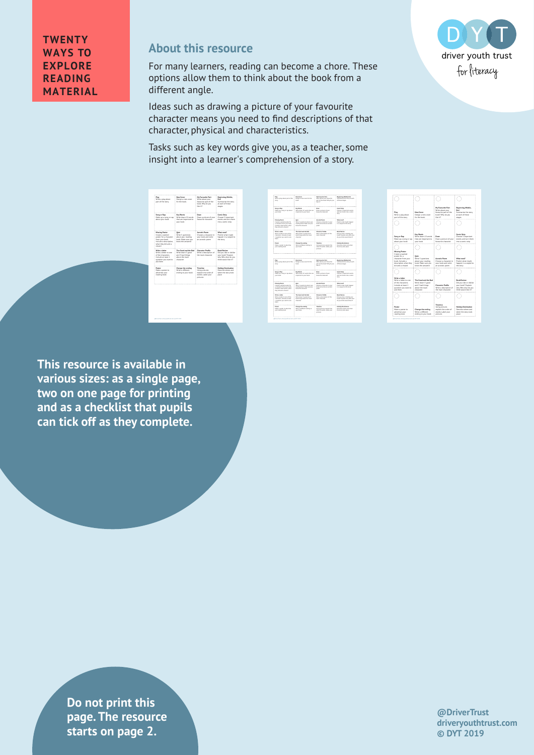# TWENTY WAYS TO EXPLORE READING MATERIAL

driver youth trust
for literacy

## About this resource

For many learners, reading can become a chore. These options allow them to think about the book from a different angle.

Ideas such as drawing a picture of your favourite character means you need to find descriptions of that character, physical and characteristics.

Tasks such as key words give you, as a teacher, some insight into a learner's comprehension of a story.

**This resource is available in various sizes: as a single page, two on one page for printing and as a checklist that pupils can tick off as they complete.**

**Do not print this page. The resource starts on page 2.**

**@DriverTrust**
**driveryouthtrust.com**
**© DYT 2019**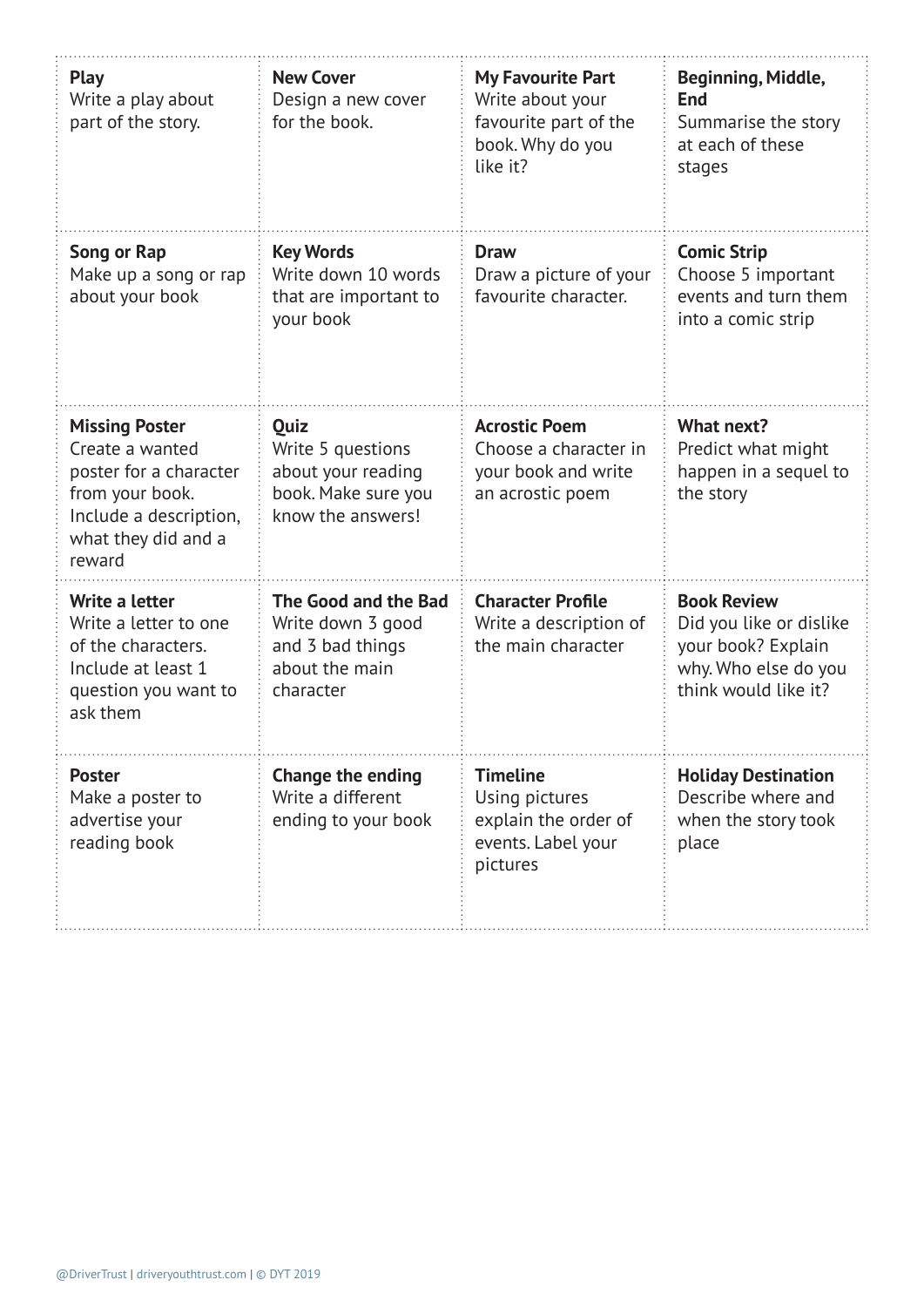| | | | |
|---|---|---|---|
| **Play**<br>Write a play about part of the story. | **New Cover**<br>Design a new cover for the book. | **My Favourite Part**<br>Write about your favourite part of the book. Why do you like it? | **Beginning, Middle, End**<br>Summarise the story at each of these stages |
| **Song or Rap**<br>Make up a song or rap about your book | **Key Words**<br>Write down 10 words that are important to your book | **Draw**<br>Draw a picture of your favourite character. | **Comic Strip**<br>Choose 5 important events and turn them into a comic strip |
| **Missing Poster**<br>Create a wanted poster for a character from your book. Include a description, what they did and a reward | **Quiz**<br>Write 5 questions about your reading book. Make sure you know the answers! | **Acrostic Poem**<br>Choose a character in your book and write an acrostic poem | **What next?**<br>Predict what might happen in a sequel to the story |
| **Write a letter**<br>Write a letter to one of the characters. Include at least 1 question you want to ask them | **The Good and the Bad**<br>Write down 3 good and 3 bad things about the main character | **Character Profile**<br>Write a description of the main character | **Book Review**<br>Did you like or dislike your book? Explain why. Who else do you think would like it? |
| **Poster**<br>Make a poster to advertise your reading book | **Change the ending**<br>Write a different ending to your book | **Timeline**<br>Using pictures explain the order of events. Label your pictures | **Holiday Destination**<br>Describe where and when the story took place |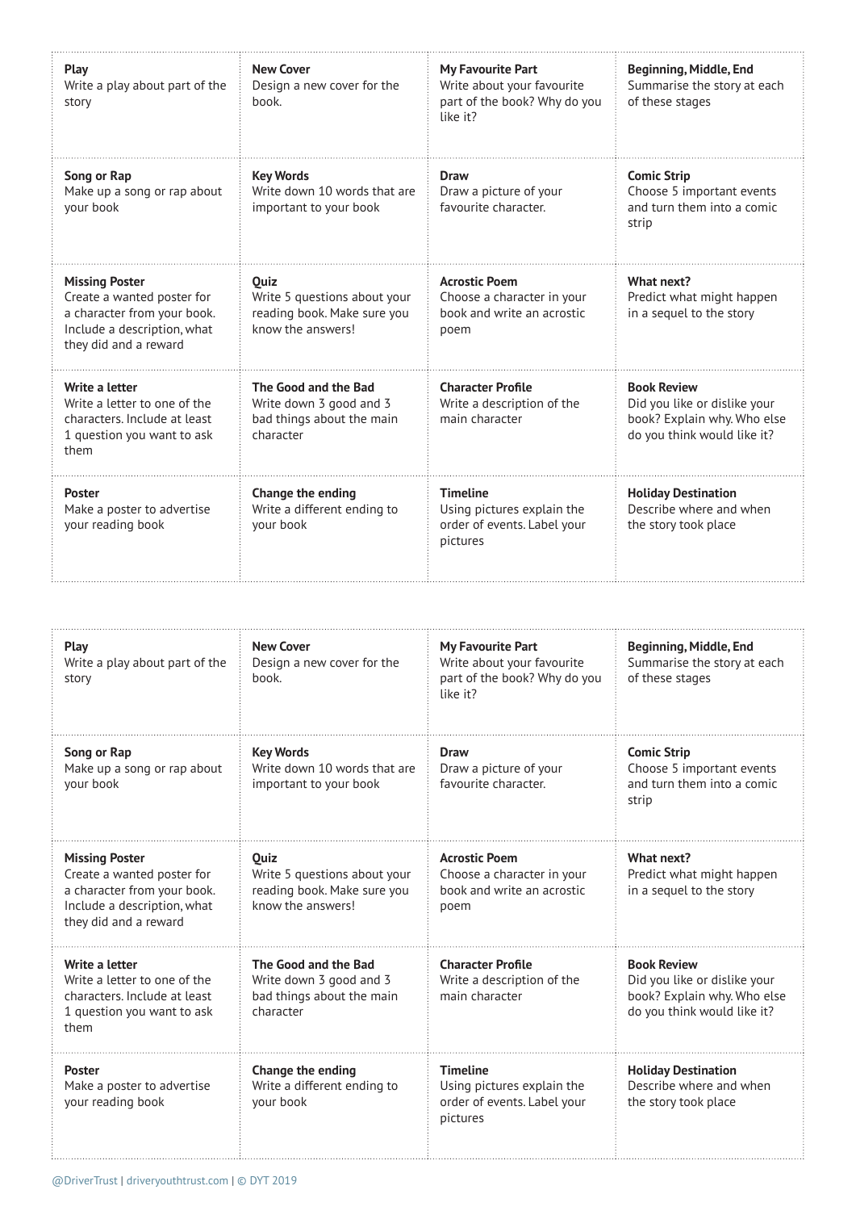| | | | |
|---|---|---|---|
| **Play**<br>Write a play about part of the story | **New Cover**<br>Design a new cover for the book. | **My Favourite Part**<br>Write about your favourite part of the book? Why do you like it? | **Beginning, Middle, End**<br>Summarise the story at each of these stages |
| **Song or Rap**<br>Make up a song or rap about your book | **Key Words**<br>Write down 10 words that are important to your book | **Draw**<br>Draw a picture of your favourite character. | **Comic Strip**<br>Choose 5 important events and turn them into a comic strip |
| **Missing Poster**<br>Create a wanted poster for a character from your book. Include a description, what they did and a reward | **Quiz**<br>Write 5 questions about your reading book. Make sure you know the answers! | **Acrostic Poem**<br>Choose a character in your book and write an acrostic poem | **What next?**<br>Predict what might happen in a sequel to the story |
| **Write a letter**<br>Write a letter to one of the characters. Include at least 1 question you want to ask them | **The Good and the Bad**<br>Write down 3 good and 3 bad things about the main character | **Character Profile**<br>Write a description of the main character | **Book Review**<br>Did you like or dislike your book? Explain why. Who else do you think would like it? |
| **Poster**<br>Make a poster to advertise your reading book | **Change the ending**<br>Write a different ending to your book | **Timeline**<br>Using pictures explain the order of events. Label your pictures | **Holiday Destination**<br>Describe where and when the story took place |

| | | | |
|---|---|---|---|
| **Play**<br>Write a play about part of the story | **New Cover**<br>Design a new cover for the book. | **My Favourite Part**<br>Write about your favourite part of the book? Why do you like it? | **Beginning, Middle, End**<br>Summarise the story at each of these stages |
| **Song or Rap**<br>Make up a song or rap about your book | **Key Words**<br>Write down 10 words that are important to your book | **Draw**<br>Draw a picture of your favourite character. | **Comic Strip**<br>Choose 5 important events and turn them into a comic strip |
| **Missing Poster**<br>Create a wanted poster for a character from your book. Include a description, what they did and a reward | **Quiz**<br>Write 5 questions about your reading book. Make sure you know the answers! | **Acrostic Poem**<br>Choose a character in your book and write an acrostic poem | **What next?**<br>Predict what might happen in a sequel to the story |
| **Write a letter**<br>Write a letter to one of the characters. Include at least 1 question you want to ask them | **The Good and the Bad**<br>Write down 3 good and 3 bad things about the main character | **Character Profile**<br>Write a description of the main character | **Book Review**<br>Did you like or dislike your book? Explain why. Who else do you think would like it? |
| **Poster**<br>Make a poster to advertise your reading book | **Change the ending**<br>Write a different ending to your book | **Timeline**<br>Using pictures explain the order of events. Label your pictures | **Holiday Destination**<br>Describe where and when the story took place |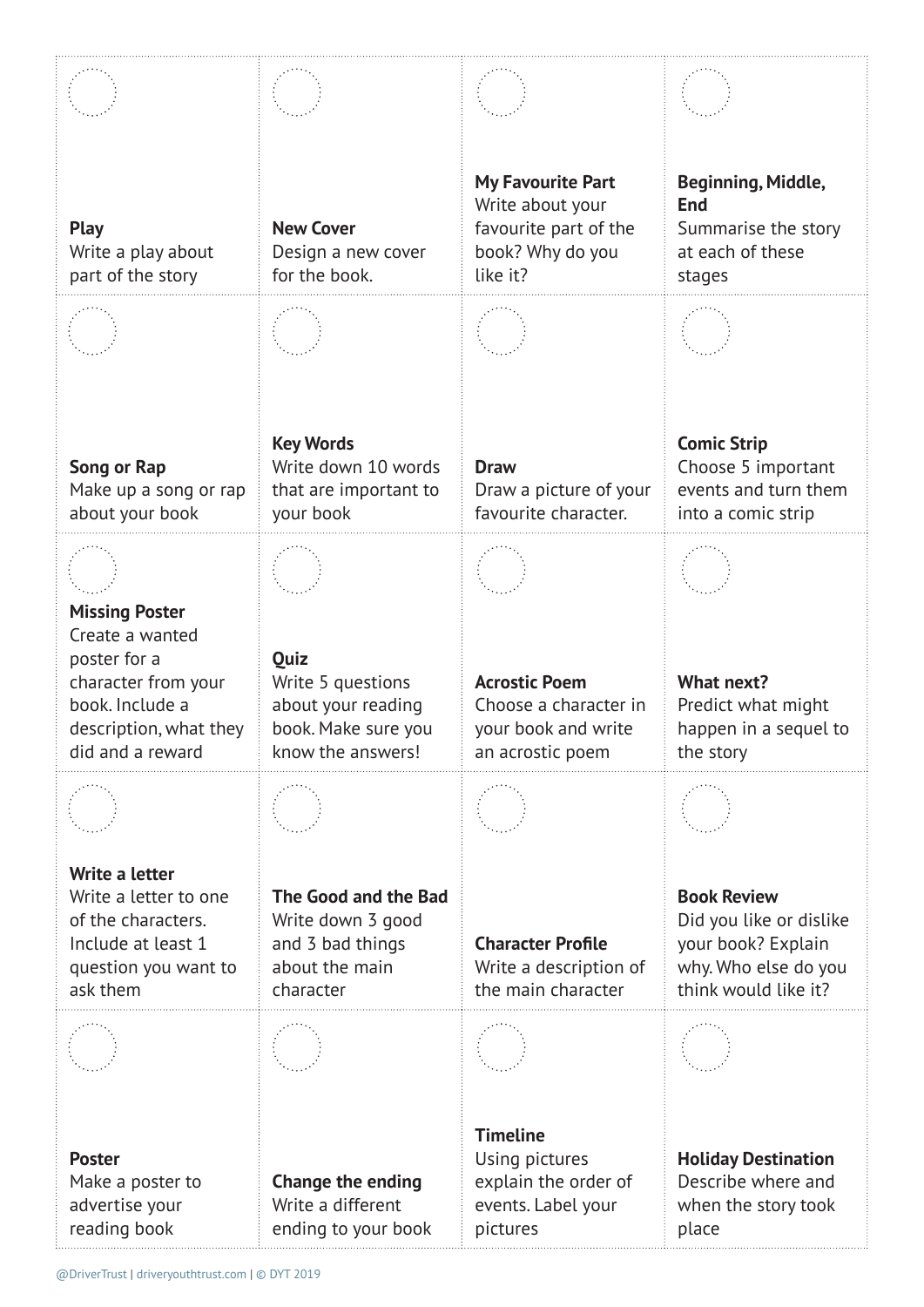| | | | |
|---|---|---|---|
| **Play**<br>Write a play about part of the story | **New Cover**<br>Design a new cover for the book. | **My Favourite Part**<br>Write about your favourite part of the book? Why do you like it? | **Beginning, Middle, End**<br>Summarise the story at each of these stages |
| **Song or Rap**<br>Make up a song or rap about your book | **Key Words**<br>Write down 10 words that are important to your book | **Draw**<br>Draw a picture of your favourite character. | **Comic Strip**<br>Choose 5 important events and turn them into a comic strip |
| **Missing Poster**<br>Create a wanted poster for a character from your book. Include a description, what they did and a reward | **Quiz**<br>Write 5 questions about your reading book. Make sure you know the answers! | **Acrostic Poem**<br>Choose a character in your book and write an acrostic poem | **What next?**<br>Predict what might happen in a sequel to the story |
| **Write a letter**<br>Write a letter to one of the characters. Include at least 1 question you want to ask them | **The Good and the Bad**<br>Write down 3 good and 3 bad things about the main character | **Character Profile**<br>Write a description of the main character | **Book Review**<br>Did you like or dislike your book? Explain why. Who else do you think would like it? |
| **Poster**<br>Make a poster to advertise your reading book | **Change the ending**<br>Write a different ending to your book | **Timeline**<br>Using pictures explain the order of events. Label your pictures | **Holiday Destination**<br>Describe where and when the story took place |

@DriverTrust | driveryouthtrust.com | © DYT 2019